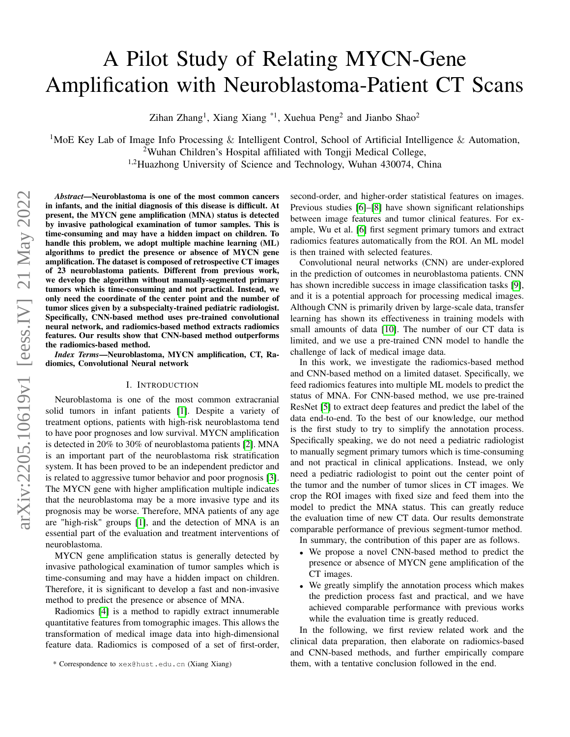# A Pilot Study of Relating MYCN-Gene Amplification with Neuroblastoma-Patient CT Scans

Zihan Zhang[1], Xiang Xiang *[1], Xuehua Peng[2] and Jianbo Shao[2]

[1]MoE Key Lab of Image Info Processing & Intelligent Control, School of Artificial Intelligence & Automation,
[2]Wuhan Children's Hospital affiliated with Tongji Medical College,
[1,2]Huazhong University of Science and Technology, Wuhan 430074, China

***Abstract*—Neuroblastoma is one of the most common cancers in infants, and the initial diagnosis of this disease is difficult. At present, the MYCN gene amplification (MNA) status is detected by invasive pathological examination of tumor samples. This is time-consuming and may have a hidden impact on children. To handle this problem, we adopt multiple machine learning (ML) algorithms to predict the presence or absence of MYCN gene amplification. The dataset is composed of retrospective CT images of 23 neuroblastoma patients. Different from previous work, we develop the algorithm without manually-segmented primary tumors which is time-consuming and not practical. Instead, we only need the coordinate of the center point and the number of tumor slices given by a subspecialty-trained pediatric radiologist. Specifically, CNN-based method uses pre-trained convolutional neural network, and radiomics-based method extracts radiomics features. Our results show that CNN-based method outperforms the radiomics-based method.**

***Index Terms*—Neuroblastoma, MYCN amplification, CT, Radiomics, Convolutional Neural network**

## I. Introduction

Neuroblastoma is one of the most common extracranial solid tumors in infant patients [1]. Despite a variety of treatment options, patients with high-risk neuroblastoma tend to have poor prognoses and low survival. MYCN amplification is detected in 20% to 30% of neuroblastoma patients [2]. MNA is an important part of the neuroblastoma risk stratification system. It has been proved to be an independent predictor and is related to aggressive tumor behavior and poor prognosis [3]. The MYCN gene with higher amplification multiple indicates that the neuroblastoma may be a more invasive type and its prognosis may be worse. Therefore, MNA patients of any age are "high-risk" groups [1], and the detection of MNA is an essential part of the evaluation and treatment interventions of neuroblastoma.

MYCN gene amplification status is generally detected by invasive pathological examination of tumor samples which is time-consuming and may have a hidden impact on children. Therefore, it is significant to develop a fast and non-invasive method to predict the presence or absence of MNA.

Radiomics [4] is a method to rapidly extract innumerable quantitative features from tomographic images. This allows the transformation of medical image data into high-dimensional feature data. Radiomics is composed of a set of first-order, second-order, and higher-order statistical features on images. Previous studies [6]–[8] have shown significant relationships between image features and tumor clinical features. For example, Wu et al. [6] first segment primary tumors and extract radiomics features automatically from the ROI. An ML model is then trained with selected features.

Convolutional neural networks (CNN) are under-explored in the prediction of outcomes in neuroblastoma patients. CNN has shown incredible success in image classification tasks [9], and it is a potential approach for processing medical images. Although CNN is primarily driven by large-scale data, transfer learning has shown its effectiveness in training models with small amounts of data [10]. The number of our CT data is limited, and we use a pre-trained CNN model to handle the challenge of lack of medical image data.

In this work, we investigate the radiomics-based method and CNN-based method on a limited dataset. Specifically, we feed radiomics features into multiple ML models to predict the status of MNA. For CNN-based method, we use pre-trained ResNet [5] to extract deep features and predict the label of the data end-to-end. To the best of our knowledge, our method is the first study to try to simplify the annotation process. Specifically speaking, we do not need a pediatric radiologist to manually segment primary tumors which is time-consuming and not practical in clinical applications. Instead, we only need a pediatric radiologist to point out the center point of the tumor and the number of tumor slices in CT images. We crop the ROI images with fixed size and feed them into the model to predict the MNA status. This can greatly reduce the evaluation time of new CT data. Our results demonstrate comparable performance of previous segment-tumor method.

In summary, the contribution of this paper are as follows.

- We propose a novel CNN-based method to predict the presence or absence of MYCN gene amplification of the CT images.
- We greatly simplify the annotation process which makes the prediction process fast and practical, and we have achieved comparable performance with previous works while the evaluation time is greatly reduced.

In the following, we first review related work and the clinical data preparation, then elaborate on radiomics-based and CNN-based methods, and further empirically compare them, with a tentative conclusion followed in the end.

* Correspondence to xex@hust.edu.cn (Xiang Xiang)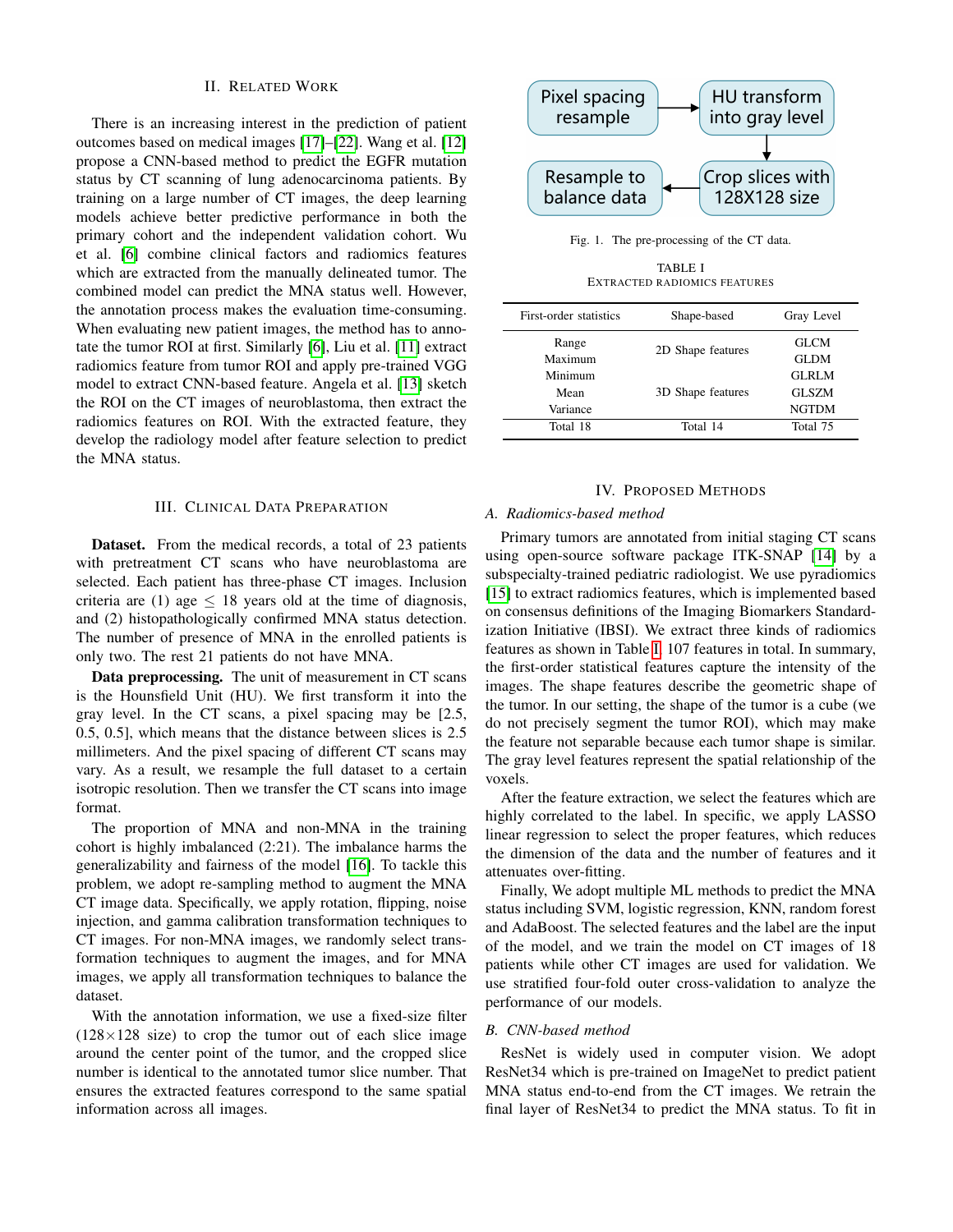## II. Related Work

There is an increasing interest in the prediction of patient outcomes based on medical images [17]–[22]. Wang et al. [12] propose a CNN-based method to predict the EGFR mutation status by CT scanning of lung adenocarcinoma patients. By training on a large number of CT images, the deep learning models achieve better predictive performance in both the primary cohort and the independent validation cohort. Wu et al. [6] combine clinical factors and radiomics features which are extracted from the manually delineated tumor. The combined model can predict the MNA status well. However, the annotation process makes the evaluation time-consuming. When evaluating new patient images, the method has to annotate the tumor ROI at first. Similarly [6], Liu et al. [11] extract radiomics feature from tumor ROI and apply pre-trained VGG model to extract CNN-based feature. Angela et al. [13] sketch the ROI on the CT images of neuroblastoma, then extract the radiomics features on ROI. With the extracted feature, they develop the radiology model after feature selection to predict the MNA status.

## III. Clinical Data Preparation

**Dataset.** From the medical records, a total of 23 patients with pretreatment CT scans who have neuroblastoma are selected. Each patient has three-phase CT images. Inclusion criteria are (1) age $\leq$ 18 years old at the time of diagnosis, and (2) histopathologically confirmed MNA status detection. The number of presence of MNA in the enrolled patients is only two. The rest 21 patients do not have MNA.

**Data preprocessing.** The unit of measurement in CT scans is the Hounsfield Unit (HU). We first transform it into the gray level. In the CT scans, a pixel spacing may be [2.5, 0.5, 0.5], which means that the distance between slices is 2.5 millimeters. And the pixel spacing of different CT scans may vary. As a result, we resample the full dataset to a certain isotropic resolution. Then we transfer the CT scans into image format.

The proportion of MNA and non-MNA in the training cohort is highly imbalanced (2:21). The imbalance harms the generalizability and fairness of the model [16]. To tackle this problem, we adopt re-sampling method to augment the MNA CT image data. Specifically, we apply rotation, flipping, noise injection, and gamma calibration transformation techniques to CT images. For non-MNA images, we randomly select transformation techniques to augment the images, and for MNA images, we apply all transformation techniques to balance the dataset.

With the annotation information, we use a fixed-size filter (128×128 size) to crop the tumor out of each slice image around the center point of the tumor, and the cropped slice number is identical to the annotated tumor slice number. That ensures the extracted features correspond to the same spatial information across all images.

Pixel spacing resample → HU transform into gray level → Crop slices with 128X128 size → Resample to balance data

Fig. 1. The pre-processing of the CT data.

TABLE I
Extracted Radiomics Features

| First-order statistics | Shape-based | Gray Level |
|---|---|---|
| Range | 2D Shape features | GLCM |
| Maximum | | GLDM |
| Minimum | | GLRLM |
| Mean | 3D Shape features | GLSZM |
| Variance | | NGTDM |
| Total 18 | Total 14 | Total 75 |

## IV. Proposed Methods

### A. Radiomics-based method

Primary tumors are annotated from initial staging CT scans using open-source software package ITK-SNAP [14] by a subspecialty-trained pediatric radiologist. We use pyradiomics [15] to extract radiomics features, which is implemented based on consensus definitions of the Imaging Biomarkers Standardization Initiative (IBSI). We extract three kinds of radiomics features as shown in Table I, 107 features in total. In summary, the first-order statistical features capture the intensity of the images. The shape features describe the geometric shape of the tumor. In our setting, the shape of the tumor is a cube (we do not precisely segment the tumor ROI), which may make the feature not separable because each tumor shape is similar. The gray level features represent the spatial relationship of the voxels.

After the feature extraction, we select the features which are highly correlated to the label. In specific, we apply LASSO linear regression to select the proper features, which reduces the dimension of the data and the number of features and it attenuates over-fitting.

Finally, We adopt multiple ML methods to predict the MNA status including SVM, logistic regression, KNN, random forest and AdaBoost. The selected features and the label are the input of the model, and we train the model on CT images of 18 patients while other CT images are used for validation. We use stratified four-fold outer cross-validation to analyze the performance of our models.

### B. CNN-based method

ResNet is widely used in computer vision. We adopt ResNet34 which is pre-trained on ImageNet to predict patient MNA status end-to-end from the CT images. We retrain the final layer of ResNet34 to predict the MNA status. To fit in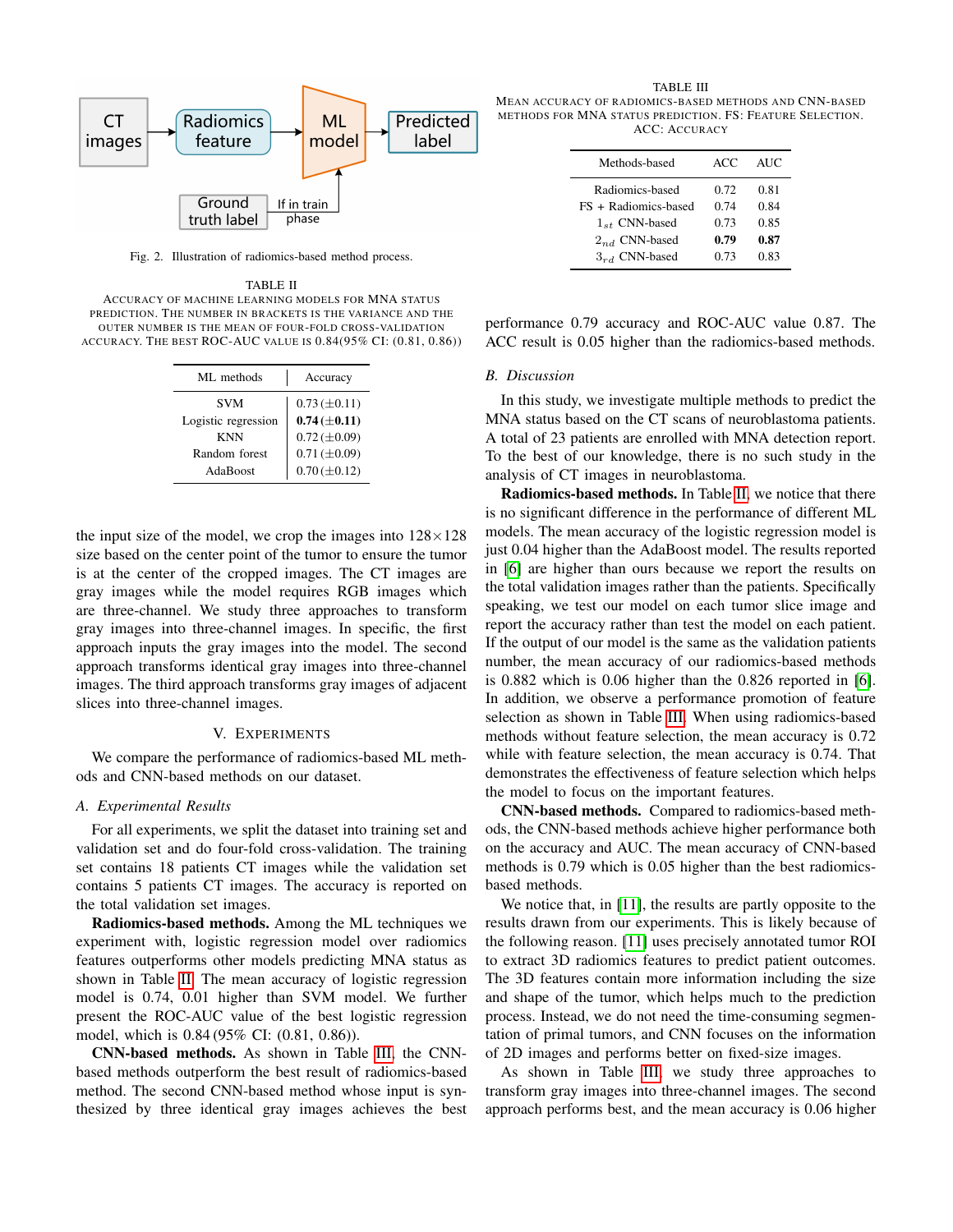CT images → Radiomics feature → ML model → Predicted label

Ground truth label

If in train phase

Fig. 2. Illustration of radiomics-based method process.

TABLE II
ACCURACY OF MACHINE LEARNING MODELS FOR MNA STATUS PREDICTION. THE NUMBER IN BRACKETS IS THE VARIANCE AND THE OUTER NUMBER IS THE MEAN OF FOUR-FOLD CROSS-VALIDATION ACCURACY. THE BEST ROC-AUC VALUE IS 0.84(95% CI: (0.81, 0.86))

| ML methods | Accuracy |
|---|---|
| SVM | 0.73 (±0.11) |
| Logistic regression | **0.74 (±0.11)** |
| KNN | 0.72 (±0.09) |
| Random forest | 0.71 (±0.09) |
| AdaBoost | 0.70 (±0.12) |

the input size of the model, we crop the images into 128×128 size based on the center point of the tumor to ensure the tumor is at the center of the cropped images. The CT images are gray images while the model requires RGB images which are three-channel. We study three approaches to transform gray images into three-channel images. In specific, the first approach inputs the gray images into the model. The second approach transforms identical gray images into three-channel images. The third approach transforms gray images of adjacent slices into three-channel images.

## V. EXPERIMENTS

We compare the performance of radiomics-based ML methods and CNN-based methods on our dataset.

### A. Experimental Results

For all experiments, we split the dataset into training set and validation set and do four-fold cross-validation. The training set contains 18 patients CT images while the validation set contains 5 patients CT images. The accuracy is reported on the total validation set images.

**Radiomics-based methods.** Among the ML techniques we experiment with, logistic regression model over radiomics features outperforms other models predicting MNA status as shown in Table II. The mean accuracy of logistic regression model is 0.74, 0.01 higher than SVM model. We further present the ROC-AUC value of the best logistic regression model, which is 0.84 (95% CI: (0.81, 0.86)).

**CNN-based methods.** As shown in Table III, the CNN-based methods outperform the best result of radiomics-based method. The second CNN-based method whose input is synthesized by three identical gray images achieves the best performance 0.79 accuracy and ROC-AUC value 0.87. The ACC result is 0.05 higher than the radiomics-based methods.

TABLE III
MEAN ACCURACY OF RADIOMICS-BASED METHODS AND CNN-BASED METHODS FOR MNA STATUS PREDICTION. FS: FEATURE SELECTION. ACC: ACCURACY

| Methods-based | ACC | AUC |
|---|---|---|
| Radiomics-based | 0.72 | 0.81 |
| FS + Radiomics-based | 0.74 | 0.84 |
| $1_{st}$ CNN-based | 0.73 | 0.85 |
| $2_{nd}$ CNN-based | **0.79** | **0.87** |
| $3_{rd}$ CNN-based | 0.73 | 0.83 |

### B. Discussion

In this study, we investigate multiple methods to predict the MNA status based on the CT scans of neuroblastoma patients. A total of 23 patients are enrolled with MNA detection report. To the best of our knowledge, there is no such study in the analysis of CT images in neuroblastoma.

**Radiomics-based methods.** In Table II, we notice that there is no significant difference in the performance of different ML models. The mean accuracy of the logistic regression model is just 0.04 higher than the AdaBoost model. The results reported in [6] are higher than ours because we report the results on the total validation images rather than the patients. Specifically speaking, we test our model on each tumor slice image and report the accuracy rather than test the model on each patient. If the output of our model is the same as the validation patients number, the mean accuracy of our radiomics-based methods is 0.882 which is 0.06 higher than the 0.826 reported in [6]. In addition, we observe a performance promotion of feature selection as shown in Table III. When using radiomics-based methods without feature selection, the mean accuracy is 0.72 while with feature selection, the mean accuracy is 0.74. That demonstrates the effectiveness of feature selection which helps the model to focus on the important features.

**CNN-based methods.** Compared to radiomics-based methods, the CNN-based methods achieve higher performance both on the accuracy and AUC. The mean accuracy of CNN-based methods is 0.79 which is 0.05 higher than the best radiomics-based methods.

We notice that, in [11], the results are partly opposite to the results drawn from our experiments. This is likely because of the following reason. [11] uses precisely annotated tumor ROI to extract 3D radiomics features to predict patient outcomes. The 3D features contain more information including the size and shape of the tumor, which helps much to the prediction process. Instead, we do not need the time-consuming segmentation of primal tumors, and CNN focuses on the information of 2D images and performs better on fixed-size images.

As shown in Table III, we study three approaches to transform gray images into three-channel images. The second approach performs best, and the mean accuracy is 0.06 higher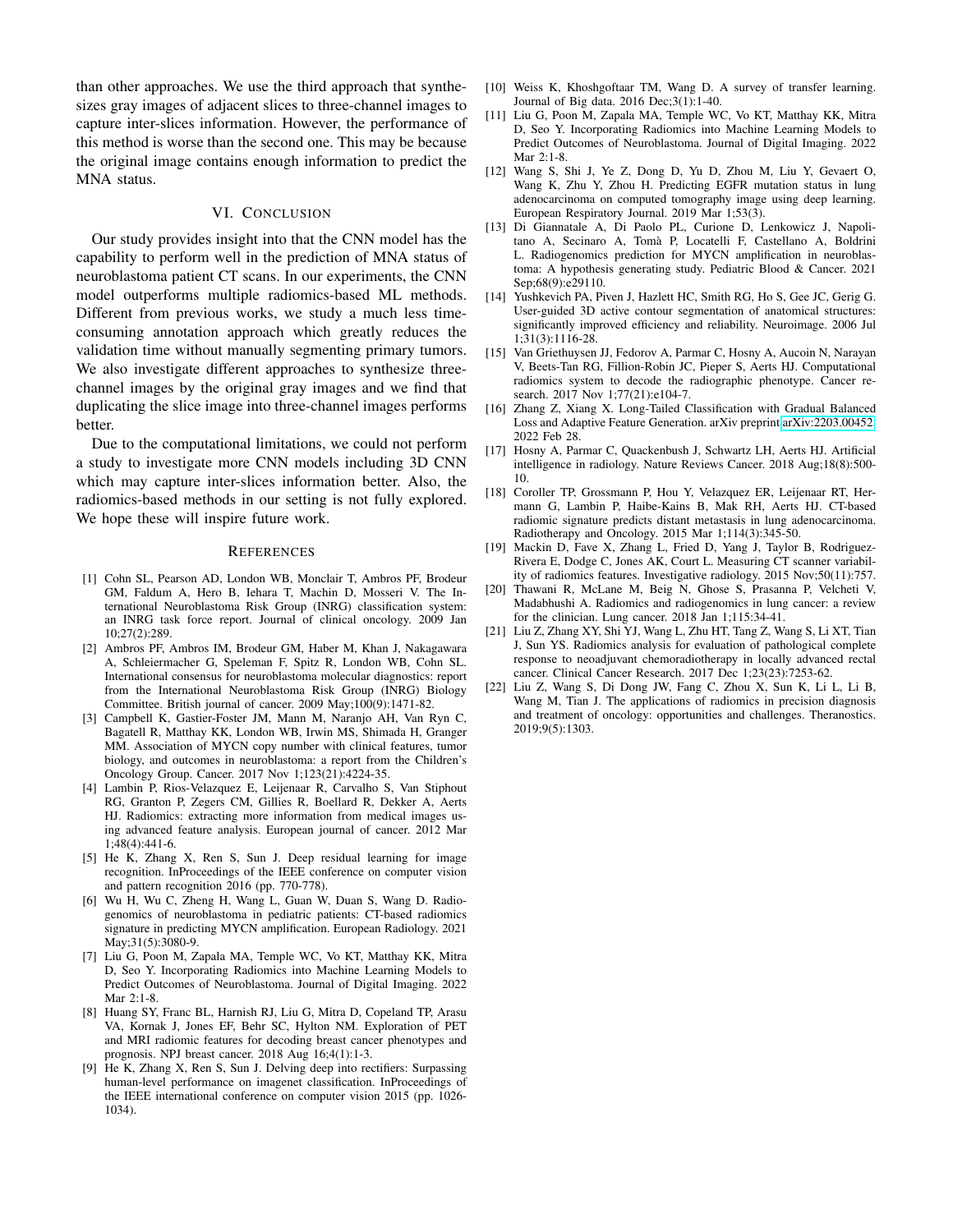than other approaches. We use the third approach that synthesizes gray images of adjacent slices to three-channel images to capture inter-slices information. However, the performance of this method is worse than the second one. This may be because the original image contains enough information to predict the MNA status.

## VI. Conclusion

Our study provides insight into that the CNN model has the capability to perform well in the prediction of MNA status of neuroblastoma patient CT scans. In our experiments, the CNN model outperforms multiple radiomics-based ML methods. Different from previous works, we study a much less time-consuming annotation approach which greatly reduces the validation time without manually segmenting primary tumors. We also investigate different approaches to synthesize three-channel images by the original gray images and we find that duplicating the slice image into three-channel images performs better.

Due to the computational limitations, we could not perform a study to investigate more CNN models including 3D CNN which may capture inter-slices information better. Also, the radiomics-based methods in our setting is not fully explored. We hope these will inspire future work.

## References

[1] Cohn SL, Pearson AD, London WB, Monclair T, Ambros PF, Brodeur GM, Faldum A, Hero B, Iehara T, Machin D, Mosseri V. The International Neuroblastoma Risk Group (INRG) classification system: an INRG task force report. Journal of clinical oncology. 2009 Jan 10;27(2):289.

[2] Ambros PF, Ambros IM, Brodeur GM, Haber M, Khan J, Nakagawara A, Schleiermacher G, Speleman F, Spitz R, London WB, Cohn SL. International consensus for neuroblastoma molecular diagnostics: report from the International Neuroblastoma Risk Group (INRG) Biology Committee. British journal of cancer. 2009 May;100(9):1471-82.

[3] Campbell K, Gastier-Foster JM, Mann M, Naranjo AH, Van Ryn C, Bagatell R, Matthay KK, London WB, Irwin MS, Shimada H, Granger MM. Association of MYCN copy number with clinical features, tumor biology, and outcomes in neuroblastoma: a report from the Children's Oncology Group. Cancer. 2017 Nov 1;123(21):4224-35.

[4] Lambin P, Rios-Velazquez E, Leijenaar R, Carvalho S, Van Stiphout RG, Granton P, Zegers CM, Gillies R, Boellard R, Dekker A, Aerts HJ. Radiomics: extracting more information from medical images using advanced feature analysis. European journal of cancer. 2012 Mar 1;48(4):441-6.

[5] He K, Zhang X, Ren S, Sun J. Deep residual learning for image recognition. InProceedings of the IEEE conference on computer vision and pattern recognition 2016 (pp. 770-778).

[6] Wu H, Wu C, Zheng H, Wang L, Guan W, Duan S, Wang D. Radiogenomics of neuroblastoma in pediatric patients: CT-based radiomics signature in predicting MYCN amplification. European Radiology. 2021 May;31(5):3080-9.

[7] Liu G, Poon M, Zapala MA, Temple WC, Vo KT, Matthay KK, Mitra D, Seo Y. Incorporating Radiomics into Machine Learning Models to Predict Outcomes of Neuroblastoma. Journal of Digital Imaging. 2022 Mar 2:1-8.

[8] Huang SY, Franc BL, Harnish RJ, Liu G, Mitra D, Copeland TP, Arasu VA, Kornak J, Jones EF, Behr SC, Hylton NM. Exploration of PET and MRI radiomic features for decoding breast cancer phenotypes and prognosis. NPJ breast cancer. 2018 Aug 16;4(1):1-3.

[9] He K, Zhang X, Ren S, Sun J. Delving deep into rectifiers: Surpassing human-level performance on imagenet classification. InProceedings of the IEEE international conference on computer vision 2015 (pp. 1026-1034).

[10] Weiss K, Khoshgoftaar TM, Wang D. A survey of transfer learning. Journal of Big data. 2016 Dec;3(1):1-40.

[11] Liu G, Poon M, Zapala MA, Temple WC, Vo KT, Matthay KK, Mitra D, Seo Y. Incorporating Radiomics into Machine Learning Models to Predict Outcomes of Neuroblastoma. Journal of Digital Imaging. 2022 Mar 2:1-8.

[12] Wang S, Shi J, Ye Z, Dong D, Yu D, Zhou M, Liu Y, Gevaert O, Wang K, Zhu Y, Zhou H. Predicting EGFR mutation status in lung adenocarcinoma on computed tomography image using deep learning. European Respiratory Journal. 2019 Mar 1;53(3).

[13] Di Giannatale A, Di Paolo PL, Curione D, Lenkowicz J, Napolitano A, Secinaro A, Tomà P, Locatelli F, Castellano A, Boldrini L. Radiogenomics prediction for MYCN amplification in neuroblastoma: A hypothesis generating study. Pediatric Blood & Cancer. 2021 Sep;68(9):e29110.

[14] Yushkevich PA, Piven J, Hazlett HC, Smith RG, Ho S, Gee JC, Gerig G. User-guided 3D active contour segmentation of anatomical structures: significantly improved efficiency and reliability. Neuroimage. 2006 Jul 1;31(3):1116-28.

[15] Van Griethuysen JJ, Fedorov A, Parmar C, Hosny A, Aucoin N, Narayan V, Beets-Tan RG, Fillion-Robin JC, Pieper S, Aerts HJ. Computational radiomics system to decode the radiographic phenotype. Cancer research. 2017 Nov 1;77(21):e104-7.

[16] Zhang Z, Xiang X. Long-Tailed Classification with Gradual Balanced Loss and Adaptive Feature Generation. arXiv preprint arXiv:2203.00452. 2022 Feb 28.

[17] Hosny A, Parmar C, Quackenbush J, Schwartz LH, Aerts HJ. Artificial intelligence in radiology. Nature Reviews Cancer. 2018 Aug;18(8):500-10.

[18] Coroller TP, Grossmann P, Hou Y, Velazquez ER, Leijenaar RT, Hermann G, Lambin P, Haibe-Kains B, Mak RH, Aerts HJ. CT-based radiomic signature predicts distant metastasis in lung adenocarcinoma. Radiotherapy and Oncology. 2015 Mar 1;114(3):345-50.

[19] Mackin D, Fave X, Zhang L, Fried D, Yang J, Taylor B, Rodriguez-Rivera E, Dodge C, Jones AK, Court L. Measuring CT scanner variability of radiomics features. Investigative radiology. 2015 Nov;50(11):757.

[20] Thawani R, McLane M, Beig N, Ghose S, Prasanna P, Velcheti V, Madabhushi A. Radiomics and radiogenomics in lung cancer: a review for the clinician. Lung cancer. 2018 Jan 1;115:34-41.

[21] Liu Z, Zhang XY, Shi YJ, Wang L, Zhu HT, Tang Z, Wang S, Li XT, Tian J, Sun YS. Radiomics analysis for evaluation of pathological complete response to neoadjuvant chemoradiotherapy in locally advanced rectal cancer. Clinical Cancer Research. 2017 Dec 1;23(23):7253-62.

[22] Liu Z, Wang S, Di Dong JW, Fang C, Zhou X, Sun K, Li L, Li B, Wang M, Tian J. The applications of radiomics in precision diagnosis and treatment of oncology: opportunities and challenges. Theranostics. 2019;9(5):1303.